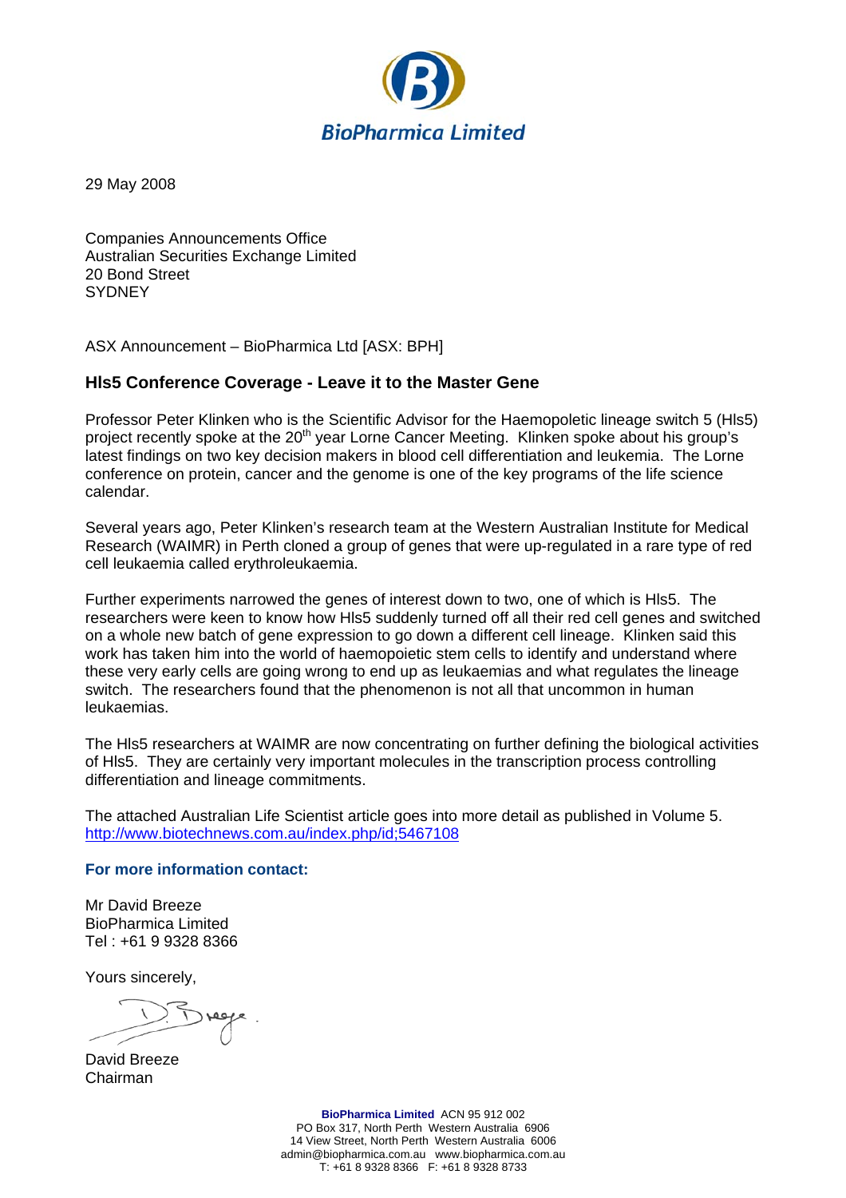BioPharmica Limited

29 May 2008

Companies Announcements Office
Australian Securities Exchange Limited
20 Bond Street
SYDNEY

ASX Announcement – BioPharmica Ltd [ASX: BPH]

## Hls5 Conference Coverage - Leave it to the Master Gene

Professor Peter Klinken who is the Scientific Advisor for the Haemopoletic lineage switch 5 (Hls5) project recently spoke at the 20th year Lorne Cancer Meeting. Klinken spoke about his group's latest findings on two key decision makers in blood cell differentiation and leukemia. The Lorne conference on protein, cancer and the genome is one of the key programs of the life science calendar.

Several years ago, Peter Klinken's research team at the Western Australian Institute for Medical Research (WAIMR) in Perth cloned a group of genes that were up-regulated in a rare type of red cell leukaemia called erythroleukaemia.

Further experiments narrowed the genes of interest down to two, one of which is Hls5. The researchers were keen to know how Hls5 suddenly turned off all their red cell genes and switched on a whole new batch of gene expression to go down a different cell lineage. Klinken said this work has taken him into the world of haemopoietic stem cells to identify and understand where these very early cells are going wrong to end up as leukaemias and what regulates the lineage switch. The researchers found that the phenomenon is not all that uncommon in human leukaemias.

The Hls5 researchers at WAIMR are now concentrating on further defining the biological activities of Hls5. They are certainly very important molecules in the transcription process controlling differentiation and lineage commitments.

The attached Australian Life Scientist article goes into more detail as published in Volume 5.
http://www.biotechnews.com.au/index.php/id;5467108

**For more information contact:**

Mr David Breeze
BioPharmica Limited
Tel : +61 9 9328 8366

Yours sincerely,

David Breeze
Chairman

**BioPharmica Limited** ACN 95 912 002
PO Box 317, North Perth Western Australia 6906
14 View Street, North Perth Western Australia 6006
admin@biopharmica.com.au www.biopharmica.com.au
T: +61 8 9328 8366 F: +61 8 9328 8733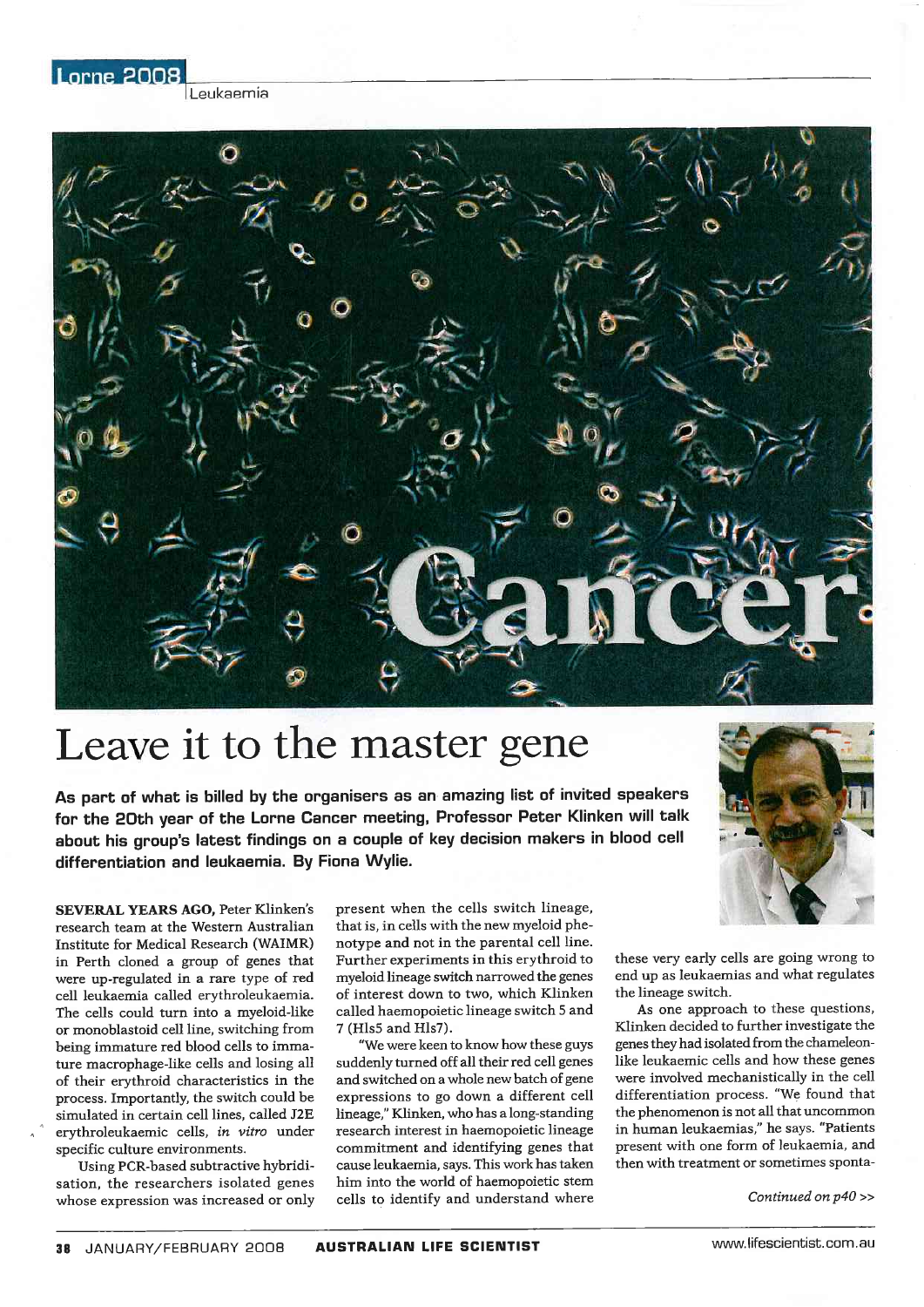Leukaemia

Cancer

# Leave it to the master gene

**As part of what is billed by the organisers as an amazing list of invited speakers for the 20th year of the Lorne Cancer meeting, Professor Peter Klinken will talk about his group's latest findings on a couple of key decision makers in blood cell differentiation and leukaemia. By Fiona Wylie.**

**SEVERAL YEARS AGO,** Peter Klinken's research team at the Western Australian Institute for Medical Research (WAIMR) in Perth cloned a group of genes that were up-regulated in a rare type of red cell leukaemia called erythroleukaemia. The cells could turn into a myeloid-like or monoblastoid cell line, switching from being immature red blood cells to immature macrophage-like cells and losing all of their erythroid characteristics in the process. Importantly, the switch could be simulated in certain cell lines, called J2E erythroleukaemic cells, *in vitro* under specific culture environments.

Using PCR-based subtractive hybridisation, the researchers isolated genes whose expression was increased or only present when the cells switch lineage, that is, in cells with the new myeloid phenotype and not in the parental cell line. Further experiments in this erythroid to myeloid lineage switch narrowed the genes of interest down to two, which Klinken called haemopoietic lineage switch 5 and 7 (Hls5 and Hls7).

"We were keen to know how these guys suddenly turned off all their red cell genes and switched on a whole new batch of gene expressions to go down a different cell lineage," Klinken, who has a long-standing research interest in haemopoietic lineage commitment and identifying genes that cause leukaemia, says. This work has taken him into the world of haemopoietic stem cells to identify and understand where these very early cells are going wrong to end up as leukaemias and what regulates the lineage switch.

As one approach to these questions, Klinken decided to further investigate the genes they had isolated from the chameleon-like leukaemic cells and how these genes were involved mechanistically in the cell differentiation process. "We found that the phenomenon is not all that uncommon in human leukaemias," he says. "Patients present with one form of leukaemia, and then with treatment or sometimes sponta-

*Continued on p40 >>*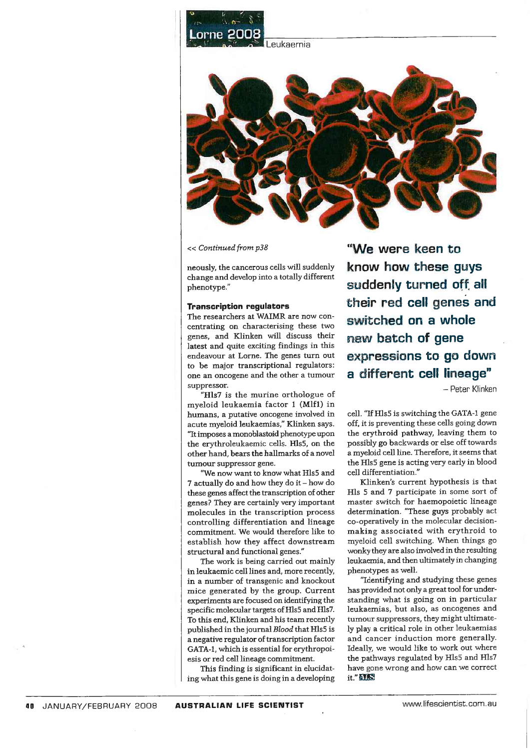<< *Continued from p38*

neously, the cancerous cells will suddenly change and develop into a totally different phenotype."

### Transcription regulators

The researchers at WAIMR are now concentrating on characterising these two genes, and Klinken will discuss their latest and quite exciting findings in this endeavour at Lorne. The genes turn out to be major transcriptional regulators: one an oncogene and the other a tumour suppressor.

"Hls7 is the murine orthologue of myeloid leukaemia factor 1 (Mlf1) in humans, a putative oncogene involved in acute myeloid leukaemias," Klinken says. "It imposes a monoblastoid phenotype upon the erythroleukaemic cells. Hls5, on the other hand, bears the hallmarks of a novel tumour suppressor gene.

"We now want to know what Hls5 and 7 actually do and how they do it – how do these genes affect the transcription of other genes? They are certainly very important molecules in the transcription process controlling differentiation and lineage commitment. We would therefore like to establish how they affect downstream structural and functional genes."

The work is being carried out mainly in leukaemic cell lines and, more recently, in a number of transgenic and knockout mice generated by the group. Current experiments are focused on identifying the specific molecular targets of Hls5 and Hls7. To this end, Klinken and his team recently published in the journal *Blood* that Hls5 is a negative regulator of transcription factor GATA-1, which is essential for erythropoiesis or red cell lineage commitment.

This finding is significant in elucidating what this gene is doing in a developing cell. "If Hls5 is switching the GATA-1 gene off, it is preventing these cells going down the erythroid pathway, leaving them to possibly go backwards or else off towards a myeloid cell line. Therefore, it seems that the Hls5 gene is acting very early in blood cell differentiation."

> **"We were keen to know how these guys suddenly turned off all their red cell genes and switched on a whole new batch of gene expressions to go down a different cell lineage"**
>
> – Peter Klinken

Klinken's current hypothesis is that Hls 5 and 7 participate in some sort of master switch for haemopoietic lineage determination. "These guys probably act co-operatively in the molecular decision-making associated with erythroid to myeloid cell switching. When things go wonky they are also involved in the resulting leukaemia, and then ultimately in changing phenotypes as well.

"Identifying and studying these genes has provided not only a great tool for understanding what is going on in particular leukaemias, but also, as oncogenes and tumour suppressors, they might ultimately play a critical role in other leukaemias and cancer induction more generally. Ideally, we would like to work out where the pathways regulated by Hls5 and Hls7 have gone wrong and how can we correct it." ALS